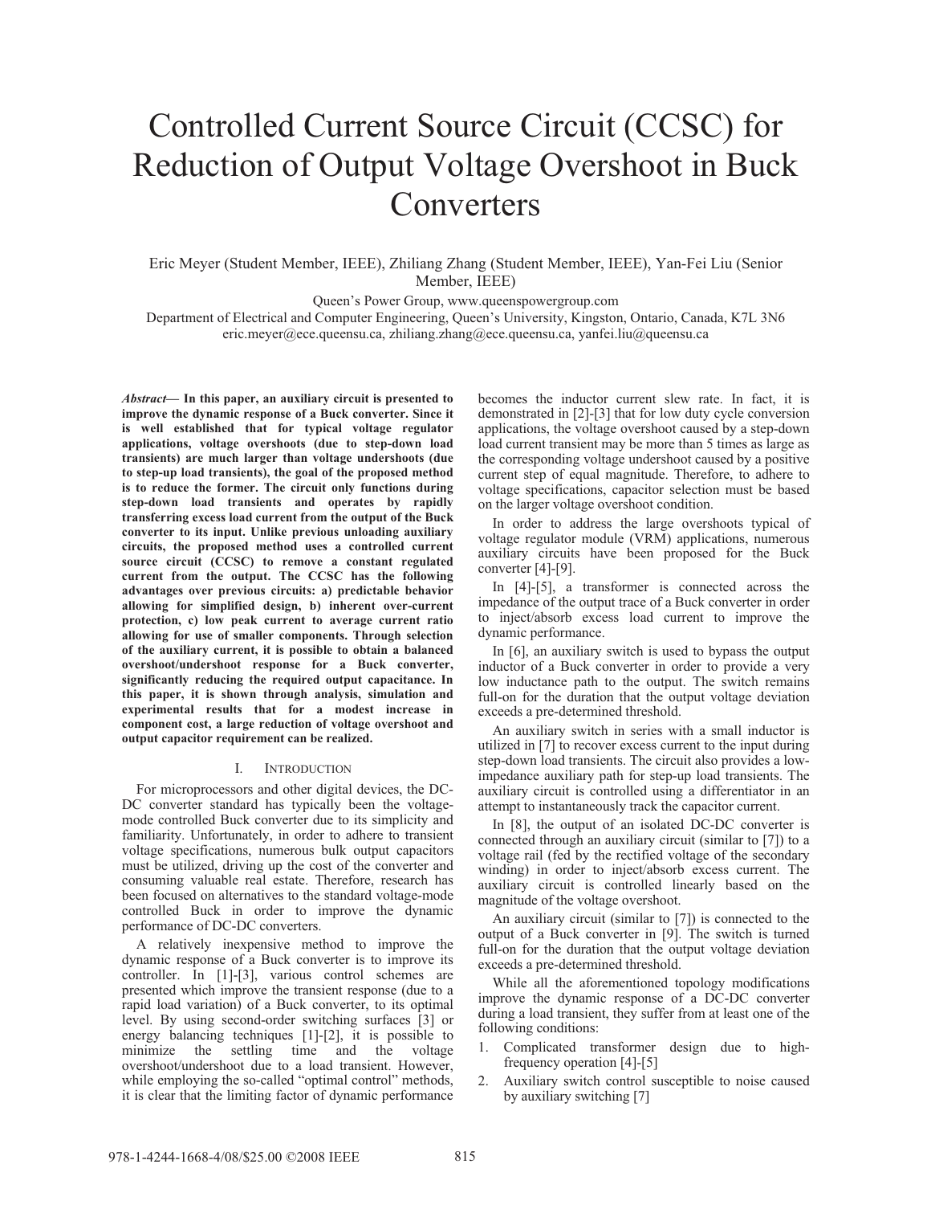# Controlled Current Source Circuit (CCSC) for Reduction of Output Voltage Overshoot in Buck Converters

Eric Meyer (Student Member, IEEE), Zhiliang Zhang (Student Member, IEEE), Yan-Fei Liu (Senior Member, IEEE)

Queen's Power Group, www.queenspowergroup.com

Department of Electrical and Computer Engineering, Queen's University, Kingston, Ontario, Canada, K7L 3N6

eric.meyer@ece.queensu.ca, zhiliang.zhang@ece.queensu.ca, yanfei.liu@queensu.ca

***Abstract*— In this paper, an auxiliary circuit is presented to improve the dynamic response of a Buck converter. Since it is well established that for typical voltage regulator applications, voltage overshoots (due to step-down load transients) are much larger than voltage undershoots (due to step-up load transients), the goal of the proposed method is to reduce the former. The circuit only functions during step-down load transients and operates by rapidly transferring excess load current from the output of the Buck converter to its input. Unlike previous unloading auxiliary circuits, the proposed method uses a controlled current source circuit (CCSC) to remove a constant regulated current from the output. The CCSC has the following advantages over previous circuits: a) predictable behavior allowing for simplified design, b) inherent over-current protection, c) low peak current to average current ratio allowing for use of smaller components. Through selection of the auxiliary current, it is possible to obtain a balanced overshoot/undershoot response for a Buck converter, significantly reducing the required output capacitance. In this paper, it is shown through analysis, simulation and experimental results that for a modest increase in component cost, a large reduction of voltage overshoot and output capacitor requirement can be realized.**

## I. INTRODUCTION

For microprocessors and other digital devices, the DC-DC converter standard has typically been the voltage-mode controlled Buck converter due to its simplicity and familiarity. Unfortunately, in order to adhere to transient voltage specifications, numerous bulk output capacitors must be utilized, driving up the cost of the converter and consuming valuable real estate. Therefore, research has been focused on alternatives to the standard voltage-mode controlled Buck in order to improve the dynamic performance of DC-DC converters.

A relatively inexpensive method to improve the dynamic response of a Buck converter is to improve its controller. In [1]-[3], various control schemes are presented which improve the transient response (due to a rapid load variation) of a Buck converter, to its optimal level. By using second-order switching surfaces [3] or energy balancing techniques [1]-[2], it is possible to minimize the settling time and the voltage overshoot/undershoot due to a load transient. However, while employing the so-called "optimal control" methods, it is clear that the limiting factor of dynamic performance becomes the inductor current slew rate. In fact, it is demonstrated in [2]-[3] that for low duty cycle conversion applications, the voltage overshoot caused by a step-down load current transient may be more than 5 times as large as the corresponding voltage undershoot caused by a positive current step of equal magnitude. Therefore, to adhere to voltage specifications, capacitor selection must be based on the larger voltage overshoot condition.

In order to address the large overshoots typical of voltage regulator module (VRM) applications, numerous auxiliary circuits have been proposed for the Buck converter [4]-[9].

In [4]-[5], a transformer is connected across the impedance of the output trace of a Buck converter in order to inject/absorb excess load current to improve the dynamic performance.

In [6], an auxiliary switch is used to bypass the output inductor of a Buck converter in order to provide a very low inductance path to the output. The switch remains full-on for the duration that the output voltage deviation exceeds a pre-determined threshold.

An auxiliary switch in series with a small inductor is utilized in [7] to recover excess current to the input during step-down load transients. The circuit also provides a low-impedance auxiliary path for step-up load transients. The auxiliary circuit is controlled using a differentiator in an attempt to instantaneously track the capacitor current.

In [8], the output of an isolated DC-DC converter is connected through an auxiliary circuit (similar to [7]) to a voltage rail (fed by the rectified voltage of the secondary winding) in order to inject/absorb excess current. The auxiliary circuit is controlled linearly based on the magnitude of the voltage overshoot.

An auxiliary circuit (similar to [7]) is connected to the output of a Buck converter in [9]. The switch is turned full-on for the duration that the output voltage deviation exceeds a pre-determined threshold.

While all the aforementioned topology modifications improve the dynamic response of a DC-DC converter during a load transient, they suffer from at least one of the following conditions:

1. Complicated transformer design due to high-frequency operation [4]-[5]
2. Auxiliary switch control susceptible to noise caused by auxiliary switching [7]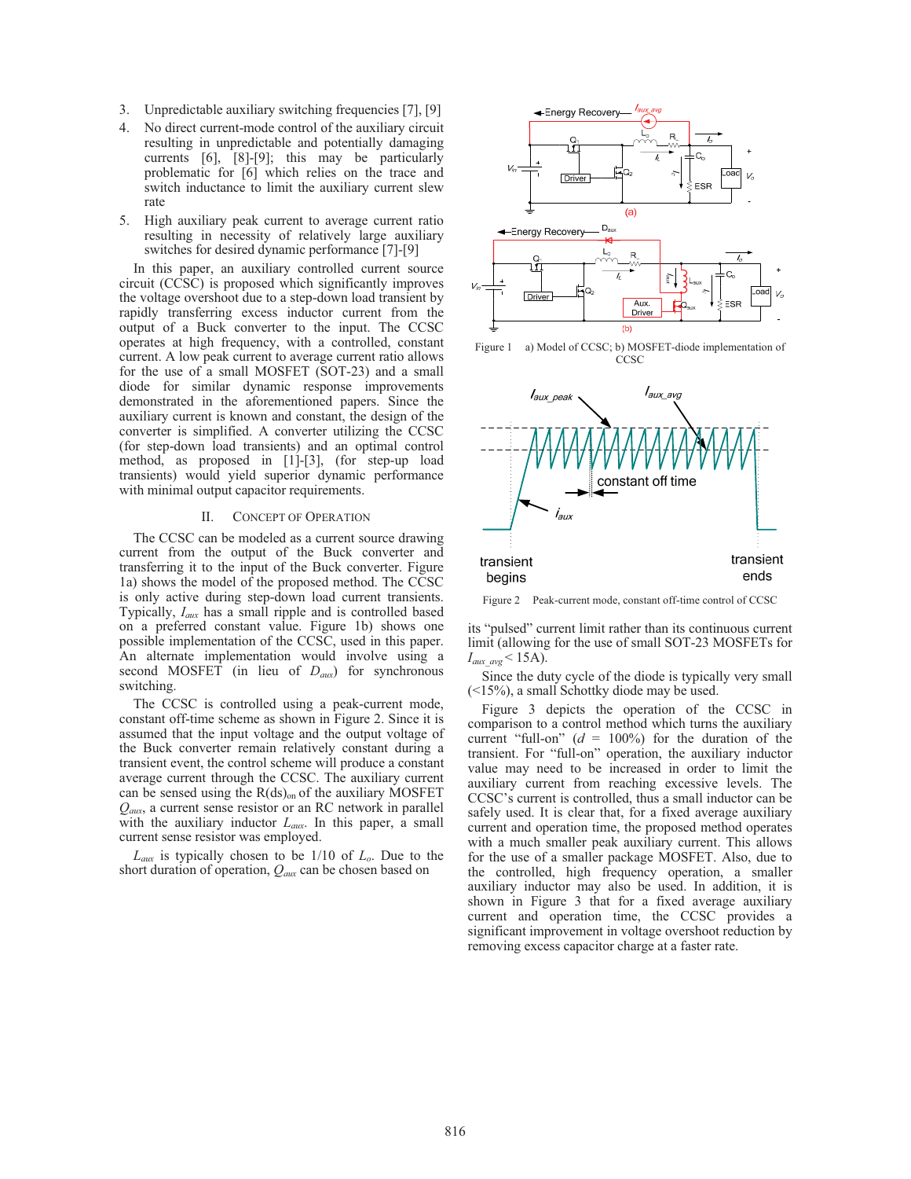3. Unpredictable auxiliary switching frequencies [7], [9]
4. No direct current-mode control of the auxiliary circuit resulting in unpredictable and potentially damaging currents [6], [8]-[9]; this may be particularly problematic for [6] which relies on the trace and switch inductance to limit the auxiliary current slew rate
5. High auxiliary peak current to average current ratio resulting in necessity of relatively large auxiliary switches for desired dynamic performance [7]-[9]

In this paper, an auxiliary controlled current source circuit (CCSC) is proposed which significantly improves the voltage overshoot due to a step-down load transient by rapidly transferring excess inductor current from the output of a Buck converter to the input. The CCSC operates at high frequency, with a controlled, constant current. A low peak current to average current ratio allows for the use of a small MOSFET (SOT-23) and a small diode for similar dynamic response improvements demonstrated in the aforementioned papers. Since the auxiliary current is known and constant, the design of the converter is simplified. A converter utilizing the CCSC (for step-down load transients) and an optimal control method, as proposed in [1]-[3], (for step-up load transients) would yield superior dynamic performance with minimal output capacitor requirements.

## II. Concept of Operation

The CCSC can be modeled as a current source drawing current from the output of the Buck converter and transferring it to the input of the Buck converter. Figure 1a) shows the model of the proposed method. The CCSC is only active during step-down load current transients. Typically, $I_{aux}$ has a small ripple and is controlled based on a preferred constant value. Figure 1b) shows one possible implementation of the CCSC, used in this paper. An alternate implementation would involve using a second MOSFET (in lieu of $D_{aux}$) for synchronous switching.

The CCSC is controlled using a peak-current mode, constant off-time scheme as shown in Figure 2. Since it is assumed that the input voltage and the output voltage of the Buck converter remain relatively constant during a transient event, the control scheme will produce a constant average current through the CCSC. The auxiliary current can be sensed using the $R(ds)_{on}$ of the auxiliary MOSFET $Q_{aux}$, a current sense resistor or an RC network in parallel with the auxiliary inductor $L_{aux}$. In this paper, a small current sense resistor was employed.

$L_{aux}$ is typically chosen to be 1/10 of $L_o$. Due to the short duration of operation, $Q_{aux}$ can be chosen based on its "pulsed" current limit rather than its continuous current limit (allowing for the use of small SOT-23 MOSFETs for $I_{aux\_avg} < 15$A).

Since the duty cycle of the diode is typically very small (<15%), a small Schottky diode may be used.

Figure 1 a) Model of CCSC; b) MOSFET-diode implementation of CCSC

Figure 2 Peak-current mode, constant off-time control of CCSC

Figure 3 depicts the operation of the CCSC in comparison to a control method which turns the auxiliary current "full-on" ($d$ = 100%) for the duration of the transient. For "full-on" operation, the auxiliary inductor value may need to be increased in order to limit the auxiliary current from reaching excessive levels. The CCSC's current is controlled, thus a small inductor can be safely used. It is clear that, for a fixed average auxiliary current and operation time, the proposed method operates with a much smaller peak auxiliary current. This allows for the use of a smaller package MOSFET. Also, due to the controlled, high frequency operation, a smaller auxiliary inductor may also be used. In addition, it is shown in Figure 3 that for a fixed average auxiliary current and operation time, the CCSC provides a significant improvement in voltage overshoot reduction by removing excess capacitor charge at a faster rate.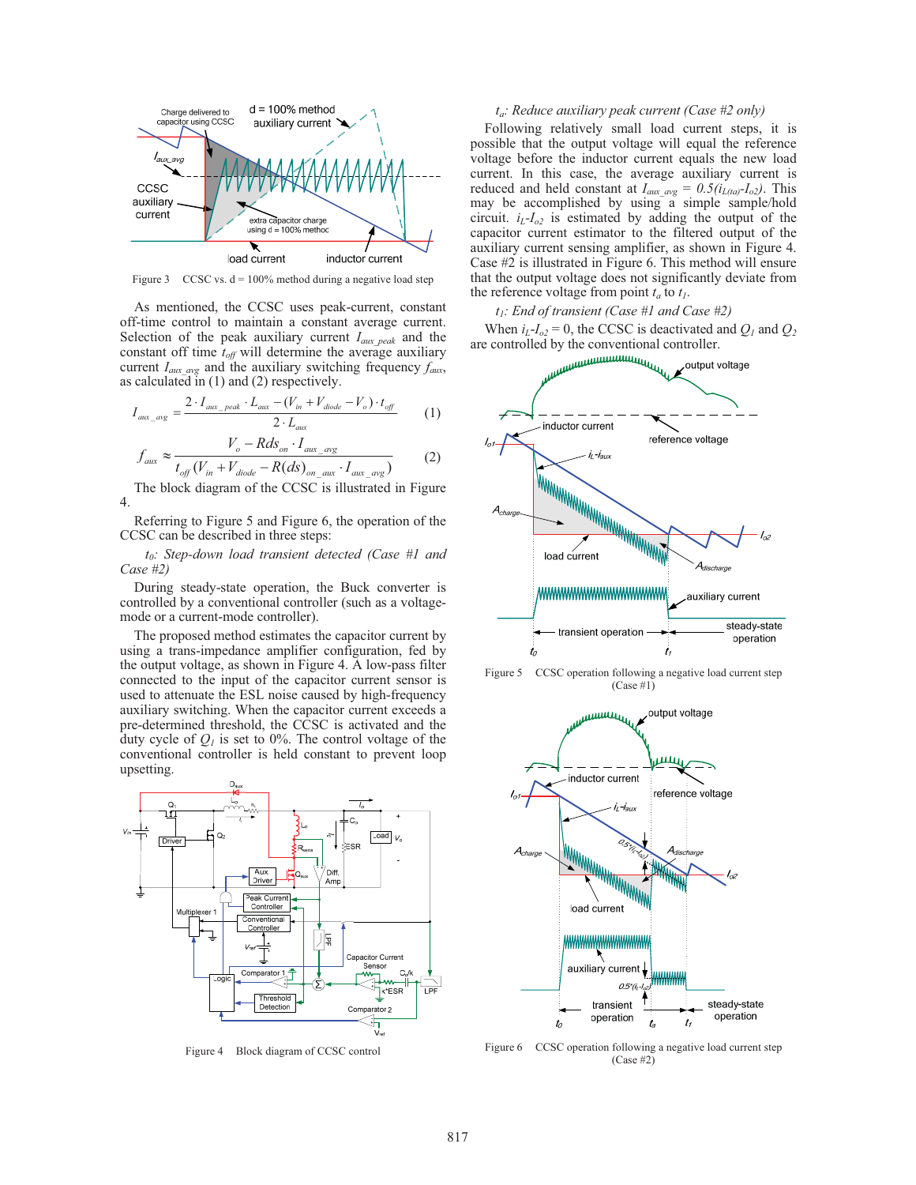Figure 3 CCSC vs. d = 100% method during a negative load step

As mentioned, the CCSC uses peak-current, constant off-time control to maintain a constant average current. Selection of the peak auxiliary current $I_{aux\_peak}$ and the constant off time $t_{off}$ will determine the average auxiliary current $I_{aux\_avg}$ and the auxiliary switching frequency $f_{aux}$, as calculated in (1) and (2) respectively.

$$I_{aux\_avg} = \frac{2 \cdot I_{aux\_peak} \cdot L_{aux} - (V_{in} + V_{diode} - V_o) \cdot t_{off}}{2 \cdot L_{aux}} \quad (1)$$

$$f_{aux} \approx \frac{V_o - Rds_{on} \cdot I_{aux\_avg}}{t_{off}(V_{in} + V_{diode} - R(ds)_{on\_aux} \cdot I_{aux\_avg})} \quad (2)$$

The block diagram of the CCSC is illustrated in Figure 4.

Referring to Figure 5 and Figure 6, the operation of the CCSC can be described in three steps:

*$t_0$: Step-down load transient detected (Case #1 and Case #2)*

During steady-state operation, the Buck converter is controlled by a conventional controller (such as a voltage-mode or a current-mode controller).

The proposed method estimates the capacitor current by using a trans-impedance amplifier configuration, fed by the output voltage, as shown in Figure 4. A low-pass filter connected to the input of the capacitor current sensor is used to attenuate the ESL noise caused by high-frequency auxiliary switching. When the capacitor current exceeds a pre-determined threshold, the CCSC is activated and the duty cycle of $Q_1$ is set to 0%. The control voltage of the conventional controller is held constant to prevent loop upsetting.

Figure 4 Block diagram of CCSC control

*$t_a$: Reduce auxiliary peak current (Case #2 only)*

Following relatively small load current steps, it is possible that the output voltage will equal the reference voltage before the inductor current equals the new load current. In this case, the average auxiliary current is reduced and held constant at $I_{aux\_avg} = 0.5(i_{L(ta)}-I_{o2})$. This may be accomplished by using a simple sample/hold circuit. $i_L$-$I_{o2}$ is estimated by adding the output of the capacitor current estimator to the filtered output of the auxiliary current sensing amplifier, as shown in Figure 4. Case #2 is illustrated in Figure 6. This method will ensure that the output voltage does not significantly deviate from the reference voltage from point $t_a$ to $t_1$.

*$t_1$: End of transient (Case #1 and Case #2)*

When $i_L$-$I_{o2}$ = 0, the CCSC is deactivated and $Q_1$ and $Q_2$ are controlled by the conventional controller.

Figure 5 CCSC operation following a negative load current step (Case #1)

Figure 6 CCSC operation following a negative load current step (Case #2)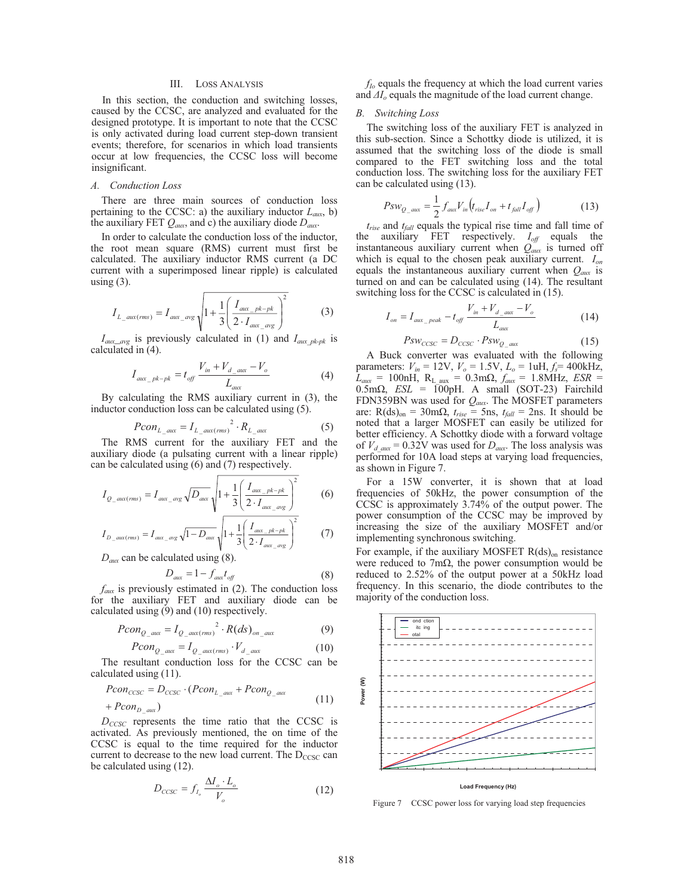## III. Loss Analysis

In this section, the conduction and switching losses, caused by the CCSC, are analyzed and evaluated for the designed prototype. It is important to note that the CCSC is only activated during load current step-down transient events; therefore, for scenarios in which load transients occur at low frequencies, the CCSC loss will become insignificant.

### A. Conduction Loss

There are three main sources of conduction loss pertaining to the CCSC: a) the auxiliary inductor $L_{aux}$, b) the auxiliary FET $Q_{aux}$, and c) the auxiliary diode $D_{aux}$.

In order to calculate the conduction loss of the inductor, the root mean square (RMS) current must first be calculated. The auxiliary inductor RMS current (a DC current with a superimposed linear ripple) is calculated using (3).

$$I_{L\_aux(rms)} = I_{aux\_avg}\sqrt{1+\frac{1}{3}\left(\frac{I_{aux\_pk-pk}}{2\cdot I_{aux\_avg}}\right)^2} \tag{3}$$

$I_{aux\_avg}$ is previously calculated in (1) and $I_{aux\_pk\text{-}pk}$ is calculated in (4).

$$I_{aux\_pk-pk} = t_{off}\frac{V_{in}+V_{d\_aux}-V_o}{L_{aux}} \tag{4}$$

By calculating the RMS auxiliary current in (3), the inductor conduction loss can be calculated using (5).

$$Pcon_{L\_aux} = I_{L\_aux(rms)}{}^2\cdot R_{L\_aux} \tag{5}$$

The RMS current for the auxiliary FET and the auxiliary diode (a pulsating current with a linear ripple) can be calculated using (6) and (7) respectively.

$$I_{Q\_aux(rms)} = I_{aux\_avg}\sqrt{D_{aux}}\sqrt{1+\frac{1}{3}\left(\frac{I_{aux\_pk-pk}}{2\cdot I_{aux\_avg}}\right)^2} \tag{6}$$

$$I_{D\_aux(rms)} = I_{aux\_avg}\sqrt{1-D_{aux}}\sqrt{1+\frac{1}{3}\left(\frac{I_{aux\_pk-pk}}{2\cdot I_{aux\_avg}}\right)^2} \tag{7}$$

$D_{aux}$ can be calculated using (8).

$$D_{aux} = 1-f_{aux}t_{off} \tag{8}$$

$f_{aux}$ is previously estimated in (2). The conduction loss for the auxiliary FET and auxiliary diode can be calculated using (9) and (10) respectively.

$$Pcon_{Q\_aux} = I_{Q\_aux(rms)}{}^2\cdot R(ds)_{on\_aux} \tag{9}$$

$$Pcon_{Q\_aux} = I_{Q\_aux(rms)}\cdot V_{d\_aux} \tag{10}$$

The resultant conduction loss for the CCSC can be calculated using (11).

$$Pcon_{CCSC} = D_{CCSC}\cdot(Pcon_{L\_aux}+Pcon_{Q\_aux} + Pcon_{D\_aux}) \tag{11}$$

$D_{CCSC}$ represents the time ratio that the CCSC is activated. As previously mentioned, the on time of the CCSC is equal to the time required for the inductor current to decrease to the new load current. The $D_{CCSC}$ can be calculated using (12).

$$D_{CCSC} = f_{I_o}\frac{\Delta I_o\cdot L_o}{V_o} \tag{12}$$

$f_{Io}$ equals the frequency at which the load current varies and $\Delta I_o$ equals the magnitude of the load current change.

### B. Switching Loss

The switching loss of the auxiliary FET is analyzed in this sub-section. Since a Schottky diode is utilized, it is assumed that the switching loss of the diode is small compared to the FET switching loss and the total conduction loss. The switching loss for the auxiliary FET can be calculated using (13).

$$Psw_{Q\_aux} = \frac{1}{2}f_{aux}V_{in}\left(t_{rise}I_{on}+t_{fall}I_{off}\right) \tag{13}$$

$t_{rise}$ and $t_{fall}$ equals the typical rise time and fall time of the auxiliary FET respectively. $I_{off}$ equals the instantaneous auxiliary current when $Q_{aux}$ is turned off which is equal to the chosen peak auxiliary current. $I_{on}$ equals the instantaneous auxiliary current when $Q_{aux}$ is turned on and can be calculated using (14). The resultant switching loss for the CCSC is calculated in (15).

$$I_{on} = I_{aux\_peak}-t_{off}\frac{V_{in}+V_{d\_aux}-V_o}{L_{aux}} \tag{14}$$

$$Psw_{CCSC} = D_{CCSC}\cdot Psw_{Q\_aux} \tag{15}$$

A Buck converter was evaluated with the following parameters: $V_{in}$ = 12V, $V_o$ = 1.5V, $L_o$ = 1uH, $f_s$= 400kHz, $L_{aux}$ = 100nH, $R_{L\_aux}$ = 0.3mΩ, $f_{aux}$ = 1.8MHz, $ESR$ = 0.5mΩ, $ESL$ = 100pH. A small (SOT-23) Fairchild FDN359BN was used for $Q_{aux}$. The MOSFET parameters are: $R(ds)_{on}$ = 30mΩ, $t_{rise}$ = 5ns, $t_{fall}$ = 2ns. It should be noted that a larger MOSFET can easily be utilized for better efficiency. A Schottky diode with a forward voltage of $V_{d\_aux}$ = 0.32V was used for $D_{aux}$. The loss analysis was performed for 10A load steps at varying load frequencies, as shown in Figure 7.

For a 15W converter, it is shown that at load frequencies of 50kHz, the power consumption of the CCSC is approximately 3.74% of the output power. The power consumption of the CCSC may be improved by increasing the size of the auxiliary MOSFET and/or implementing synchronous switching.

For example, if the auxiliary MOSFET $R(ds)_{on}$ resistance were reduced to 7mΩ, the power consumption would be reduced to 2.52% of the output power at a 50kHz load frequency. In this scenario, the diode contributes to the majority of the conduction loss.

Figure 7 CCSC power loss for varying load step frequencies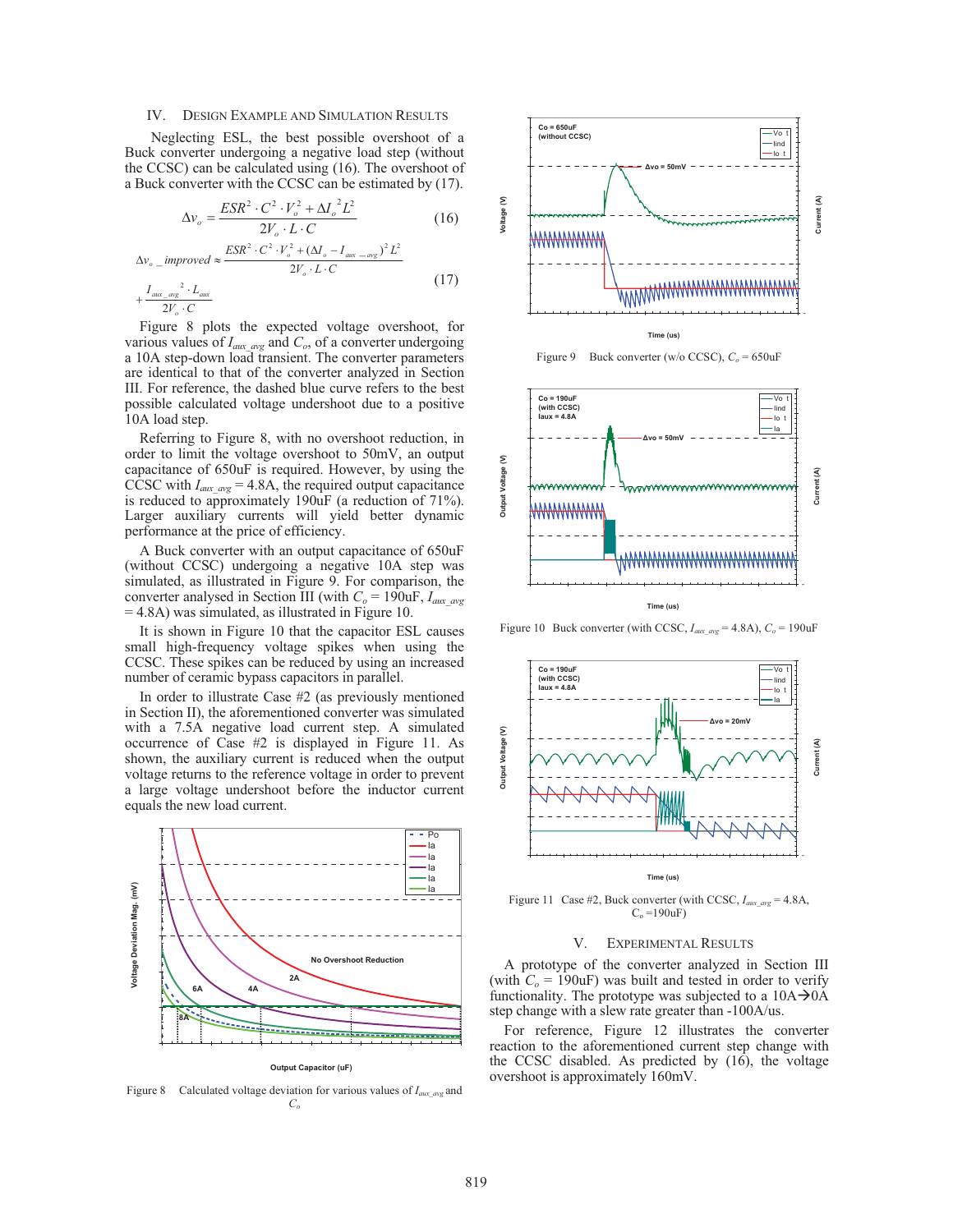## IV. Design Example and Simulation Results

Neglecting ESL, the best possible overshoot of a Buck converter undergoing a negative load step (without the CCSC) can be calculated using (16). The overshoot of a Buck converter with the CCSC can be estimated by (17).

$$\Delta v_o = \frac{ESR^2 \cdot C^2 \cdot V_o^2 + \Delta I_o{}^2 L^2}{2V_o \cdot L \cdot C} \tag{16}$$

$$\Delta v_{o\_improved} \approx \frac{ESR^2 \cdot C^2 \cdot V_o^2 + (\Delta I_o - I_{aux\_avg})^2 L^2}{2V_o \cdot L \cdot C} + \frac{I_{aux\_avg}{}^2 \cdot L_{aux}}{2V_o \cdot C} \tag{17}$$

Figure 8 plots the expected voltage overshoot, for various values of $I_{aux\_avg}$ and $C_o$, of a converter undergoing a 10A step-down load transient. The converter parameters are identical to that of the converter analyzed in Section III. For reference, the dashed blue curve refers to the best possible calculated voltage undershoot due to a positive 10A load step.

Referring to Figure 8, with no overshoot reduction, in order to limit the voltage overshoot to 50mV, an output capacitance of 650uF is required. However, by using the CCSC with $I_{aux\_avg}$ = 4.8A, the required output capacitance is reduced to approximately 190uF (a reduction of 71%). Larger auxiliary currents will yield better dynamic performance at the price of efficiency.

A Buck converter with an output capacitance of 650uF (without CCSC) undergoing a negative 10A step was simulated, as illustrated in Figure 9. For comparison, the converter analysed in Section III (with $C_o$ = 190uF, $I_{aux\_avg}$ = 4.8A) was simulated, as illustrated in Figure 10.

It is shown in Figure 10 that the capacitor ESL causes small high-frequency voltage spikes when using the CCSC. These spikes can be reduced by using an increased number of ceramic bypass capacitors in parallel.

In order to illustrate Case #2 (as previously mentioned in Section II), the aforementioned converter was simulated with a 7.5A negative load current step. A simulated occurrence of Case #2 is displayed in Figure 11. As shown, the auxiliary current is reduced when the output voltage returns to the reference voltage in order to prevent a large voltage undershoot before the inductor current equals the new load current.

Figure 8 Calculated voltage deviation for various values of $I_{aux\_avg}$ and $C_o$

Figure 9 Buck converter (w/o CCSC), $C_o$ = 650uF

Figure 10 Buck converter (with CCSC, $I_{aux\_avg}$ = 4.8A), $C_o$ = 190uF

Figure 11 Case #2, Buck converter (with CCSC, $I_{aux\_avg}$ = 4.8A, $C_o$ =190uF)

## V. Experimental Results

A prototype of the converter analyzed in Section III (with $C_o$ = 190uF) was built and tested in order to verify functionality. The prototype was subjected to a 10A→0A step change with a slew rate greater than -100A/us.

For reference, Figure 12 illustrates the converter reaction to the aforementioned current step change with the CCSC disabled. As predicted by (16), the voltage overshoot is approximately 160mV.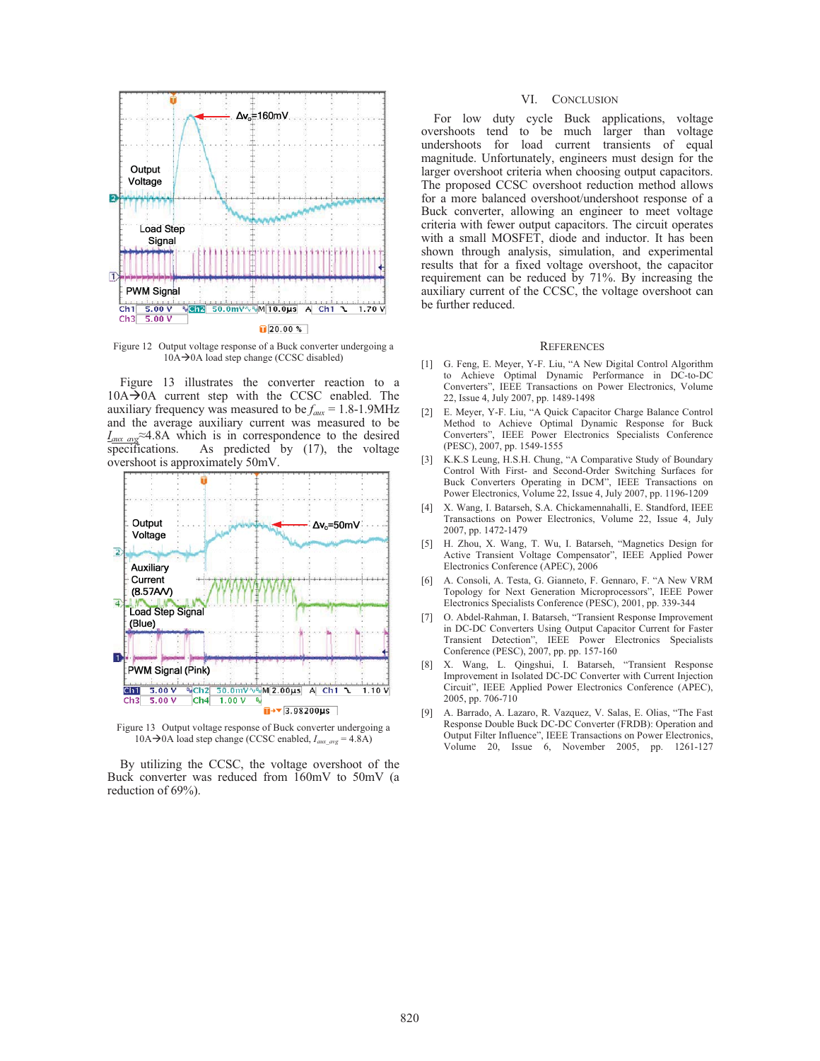Δv_o=160mV

Output Voltage

Load Step Signal

PWM Signal

Ch1 5.00 V Ch2 50.0mV M 10.0µs A Ch1 1.70 V

Ch3 5.00 V

20.00 %

Figure 12 Output voltage response of a Buck converter undergoing a 10A→0A load step change (CCSC disabled)

Figure 13 illustrates the converter reaction to a 10A→0A current step with the CCSC enabled. The auxiliary frequency was measured to be $f_{aux}$ = 1.8-1.9MHz and the average auxiliary current was measured to be $I_{aux\_avg}$≈4.8A which is in correspondence to the desired specifications. As predicted by (17), the voltage overshoot is approximately 50mV.

Output Voltage

Δv_o=50mV

Auxiliary Current (8.57A/V)

Load Step Signal (Blue)

PWM Signal (Pink)

Ch1 5.00 V Ch2 50.0mV M 2.00µs A Ch1 1.10 V

Ch3 5.00 V Ch4 1.00 V

3.98200µs

Figure 13 Output voltage response of Buck converter undergoing a 10A→0A load step change (CCSC enabled, $I_{aux\_avg}$ = 4.8A)

By utilizing the CCSC, the voltage overshoot of the Buck converter was reduced from 160mV to 50mV (a reduction of 69%).

## VI. Conclusion

For low duty cycle Buck applications, voltage overshoots tend to be much larger than voltage undershoots for load current transients of equal magnitude. Unfortunately, engineers must design for the larger overshoot criteria when choosing output capacitors. The proposed CCSC overshoot reduction method allows for a more balanced overshoot/undershoot response of a Buck converter, allowing an engineer to meet voltage criteria with fewer output capacitors. The circuit operates with a small MOSFET, diode and inductor. It has been shown through analysis, simulation, and experimental results that for a fixed voltage overshoot, the capacitor requirement can be reduced by 71%. By increasing the auxiliary current of the CCSC, the voltage overshoot can be further reduced.

## References

[1] G. Feng, E. Meyer, Y-F. Liu, "A New Digital Control Algorithm to Achieve Optimal Dynamic Performance in DC-to-DC Converters", IEEE Transactions on Power Electronics, Volume 22, Issue 4, July 2007, pp. 1489-1498

[2] E. Meyer, Y-F. Liu, "A Quick Capacitor Charge Balance Control Method to Achieve Optimal Dynamic Response for Buck Converters", IEEE Power Electronics Specialists Conference (PESC), 2007, pp. 1549-1555

[3] K.K.S Leung, H.S.H. Chung, "A Comparative Study of Boundary Control With First- and Second-Order Switching Surfaces for Buck Converters Operating in DCM", IEEE Transactions on Power Electronics, Volume 22, Issue 4, July 2007, pp. 1196-1209

[4] X. Wang, I. Batarseh, S.A. Chickamennahalli, E. Standford, IEEE Transactions on Power Electronics, Volume 22, Issue 4, July 2007, pp. 1472-1479

[5] H. Zhou, X. Wang, T. Wu, I. Batarseh, "Magnetics Design for Active Transient Voltage Compensator", IEEE Applied Power Electronics Conference (APEC), 2006

[6] A. Consoli, A. Testa, G. Gianneto, F. Gennaro, F. "A New VRM Topology for Next Generation Microprocessors", IEEE Power Electronics Specialists Conference (PESC), 2001, pp. 339-344

[7] O. Abdel-Rahman, I. Batarseh, "Transient Response Improvement in DC-DC Converters Using Output Capacitor Current for Faster Transient Detection", IEEE Power Electronics Specialists Conference (PESC), 2007, pp. pp. 157-160

[8] X. Wang, L. Qingshui, I. Batarseh, "Transient Response Improvement in Isolated DC-DC Converter with Current Injection Circuit", IEEE Applied Power Electronics Conference (APEC), 2005, pp. 706-710

[9] A. Barrado, A. Lazaro, R. Vazquez, V. Salas, E. Olias, "The Fast Response Double Buck DC-DC Converter (FRDB): Operation and Output Filter Influence", IEEE Transactions on Power Electronics, Volume 20, Issue 6, November 2005, pp. 1261-127